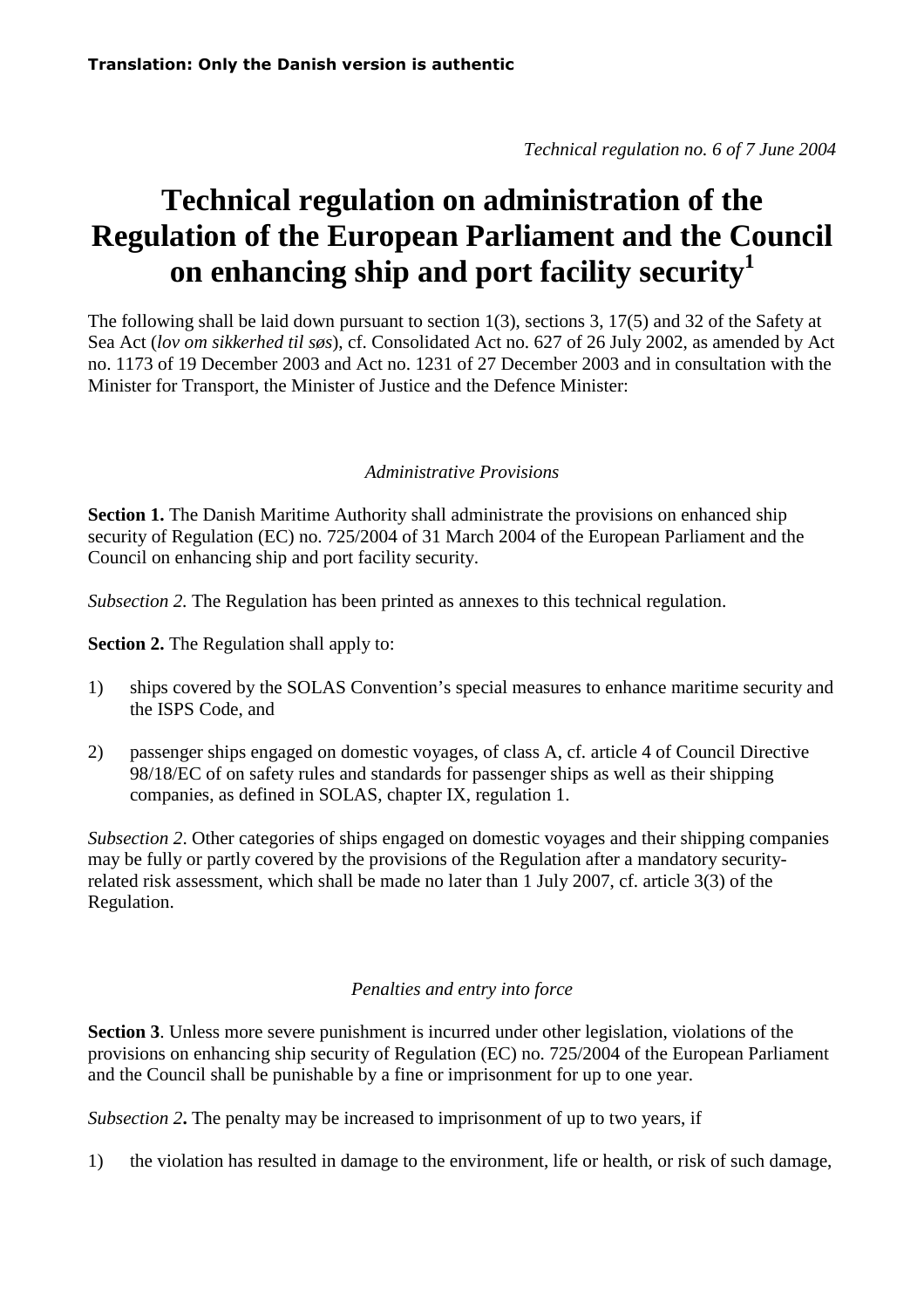**Translation: Only the Danish version is authentic**

*Technical regulation no. 6 of 7 June 2004*

# Technical regulation on administration of the Regulation of the European Parliament and the Council on enhancing ship and port facility security[1]

The following shall be laid down pursuant to section 1(3), sections 3, 17(5) and 32 of the Safety at Sea Act (*lov om sikkerhed til søs*), cf. Consolidated Act no. 627 of 26 July 2002, as amended by Act no. 1173 of 19 December 2003 and Act no. 1231 of 27 December 2003 and in consultation with the Minister for Transport, the Minister of Justice and the Defence Minister:

## *Administrative Provisions*

**Section 1.** The Danish Maritime Authority shall administrate the provisions on enhanced ship security of Regulation (EC) no. 725/2004 of 31 March 2004 of the European Parliament and the Council on enhancing ship and port facility security.

*Subsection 2.* The Regulation has been printed as annexes to this technical regulation.

**Section 2.** The Regulation shall apply to:

1) ships covered by the SOLAS Convention's special measures to enhance maritime security and the ISPS Code, and

2) passenger ships engaged on domestic voyages, of class A, cf. article 4 of Council Directive 98/18/EC of on safety rules and standards for passenger ships as well as their shipping companies, as defined in SOLAS, chapter IX, regulation 1.

*Subsection 2*. Other categories of ships engaged on domestic voyages and their shipping companies may be fully or partly covered by the provisions of the Regulation after a mandatory security-related risk assessment, which shall be made no later than 1 July 2007, cf. article 3(3) of the Regulation.

## *Penalties and entry into force*

**Section 3**. Unless more severe punishment is incurred under other legislation, violations of the provisions on enhancing ship security of Regulation (EC) no. 725/2004 of the European Parliament and the Council shall be punishable by a fine or imprisonment for up to one year.

*Subsection 2***.** The penalty may be increased to imprisonment of up to two years, if

1) the violation has resulted in damage to the environment, life or health, or risk of such damage,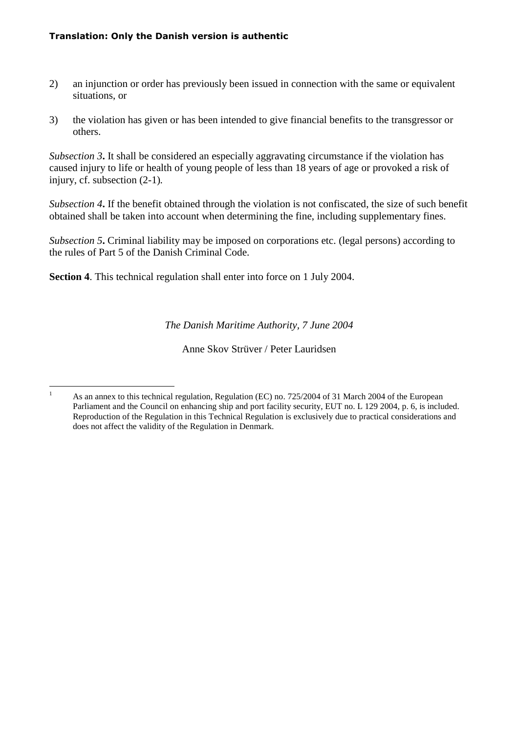**Translation: Only the Danish version is authentic**

2) an injunction or order has previously been issued in connection with the same or equivalent situations, or

3) the violation has given or has been intended to give financial benefits to the transgressor or others.

*Subsection 3***.** It shall be considered an especially aggravating circumstance if the violation has caused injury to life or health of young people of less than 18 years of age or provoked a risk of injury, cf. subsection (2-1).

*Subsection 4***.** If the benefit obtained through the violation is not confiscated, the size of such benefit obtained shall be taken into account when determining the fine, including supplementary fines.

*Subsection 5***.** Criminal liability may be imposed on corporations etc. (legal persons) according to the rules of Part 5 of the Danish Criminal Code.

**Section 4**. This technical regulation shall enter into force on 1 July 2004.

*The Danish Maritime Authority, 7 June 2004*

Anne Skov Strüver / Peter Lauridsen

[1] As an annex to this technical regulation, Regulation (EC) no. 725/2004 of 31 March 2004 of the European Parliament and the Council on enhancing ship and port facility security, EUT no. L 129 2004, p. 6, is included. Reproduction of the Regulation in this Technical Regulation is exclusively due to practical considerations and does not affect the validity of the Regulation in Denmark.